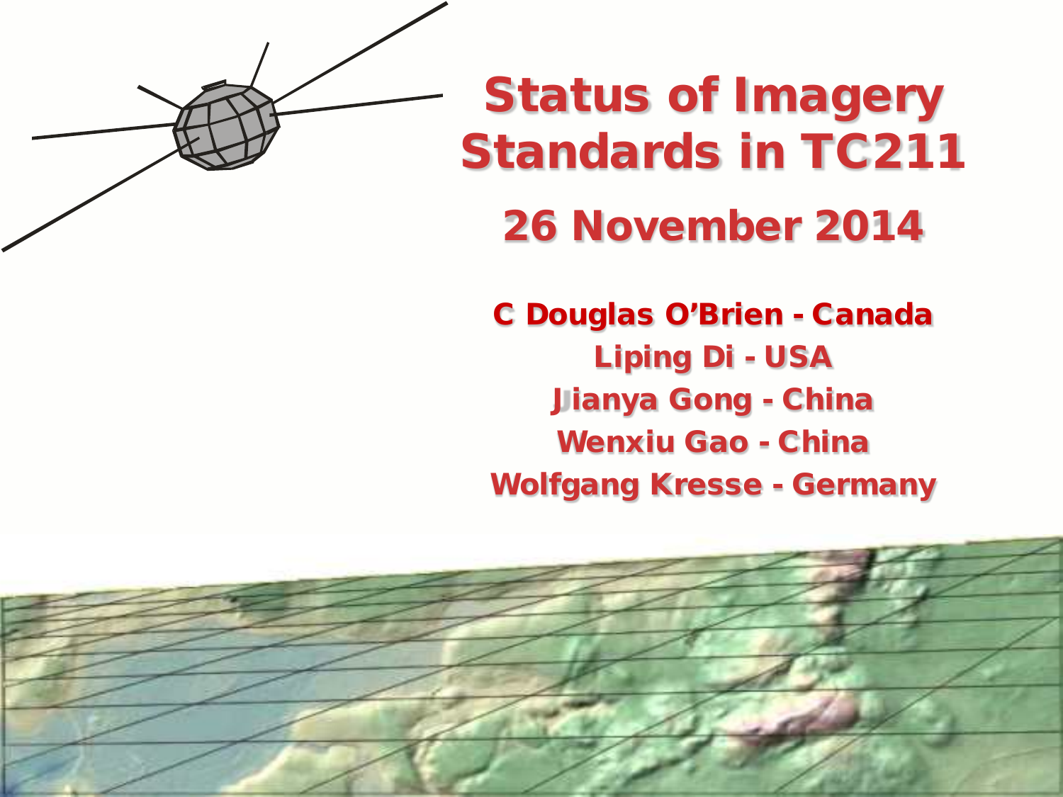# Status of Imagery Standards in TC211

## 26 November 2014

**C Douglas O'Brien - Canada**

**Liping Di - USA**

**Jianya Gong - China**

**Wenxiu Gao - China**

**Wolfgang Kresse - Germany**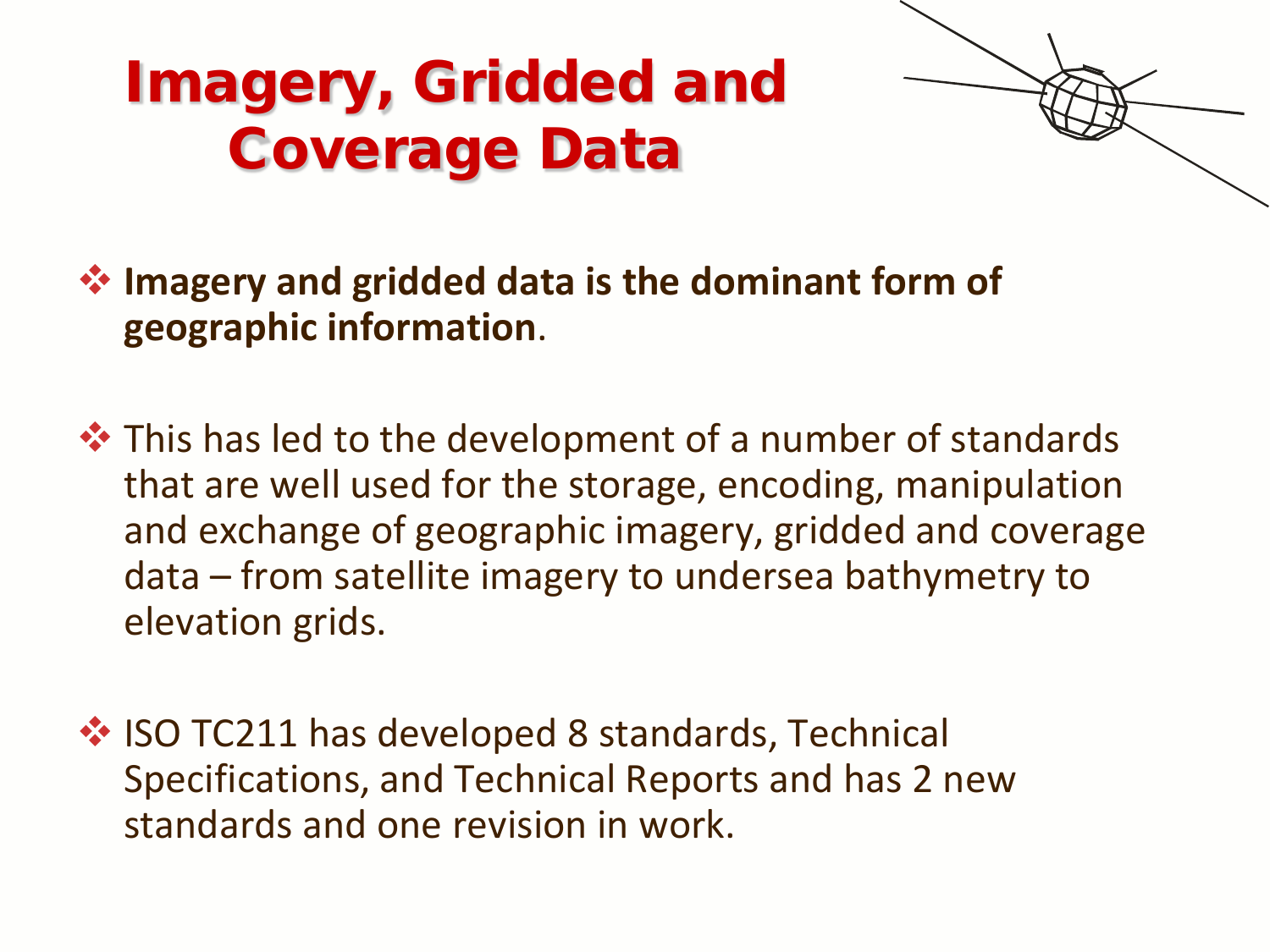# Imagery, Gridded and Coverage Data

- **Imagery and gridded data is the dominant form of geographic information**.

- This has led to the development of a number of standards that are well used for the storage, encoding, manipulation and exchange of geographic imagery, gridded and coverage data – from satellite imagery to undersea bathymetry to elevation grids.

- ISO TC211 has developed 8 standards, Technical Specifications, and Technical Reports and has 2 new standards and one revision in work.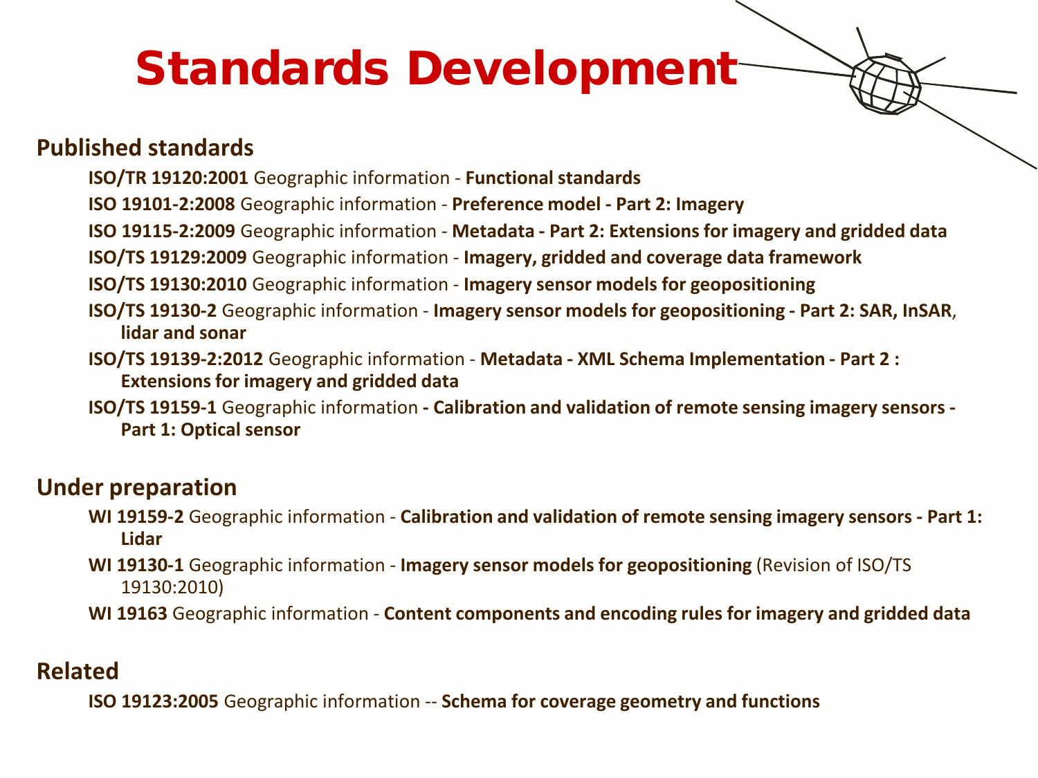# Standards Development

## Published standards

- **ISO/TR 19120:2001** Geographic information - **Functional standards**
- **ISO 19101-2:2008** Geographic information - **Preference model - Part 2: Imagery**
- **ISO 19115-2:2009** Geographic information - **Metadata - Part 2: Extensions for imagery and gridded data**
- **ISO/TS 19129:2009** Geographic information - **Imagery, gridded and coverage data framework**
- **ISO/TS 19130:2010** Geographic information - **Imagery sensor models for geopositioning**
- **ISO/TS 19130-2** Geographic information - **Imagery sensor models for geopositioning - Part 2: SAR, InSAR**, **lidar and sonar**
- **ISO/TS 19139-2:2012** Geographic information - **Metadata - XML Schema Implementation - Part 2 : Extensions for imagery and gridded data**
- **ISO/TS 19159-1** Geographic information **- Calibration and validation of remote sensing imagery sensors - Part 1: Optical sensor**

## Under preparation

- **WI 19159-2** Geographic information - **Calibration and validation of remote sensing imagery sensors - Part 1: Lidar**
- **WI 19130-1** Geographic information - **Imagery sensor models for geopositioning** (Revision of ISO/TS 19130:2010)
- **WI 19163** Geographic information - **Content components and encoding rules for imagery and gridded data**

## Related

- **ISO 19123:2005** Geographic information -- **Schema for coverage geometry and functions**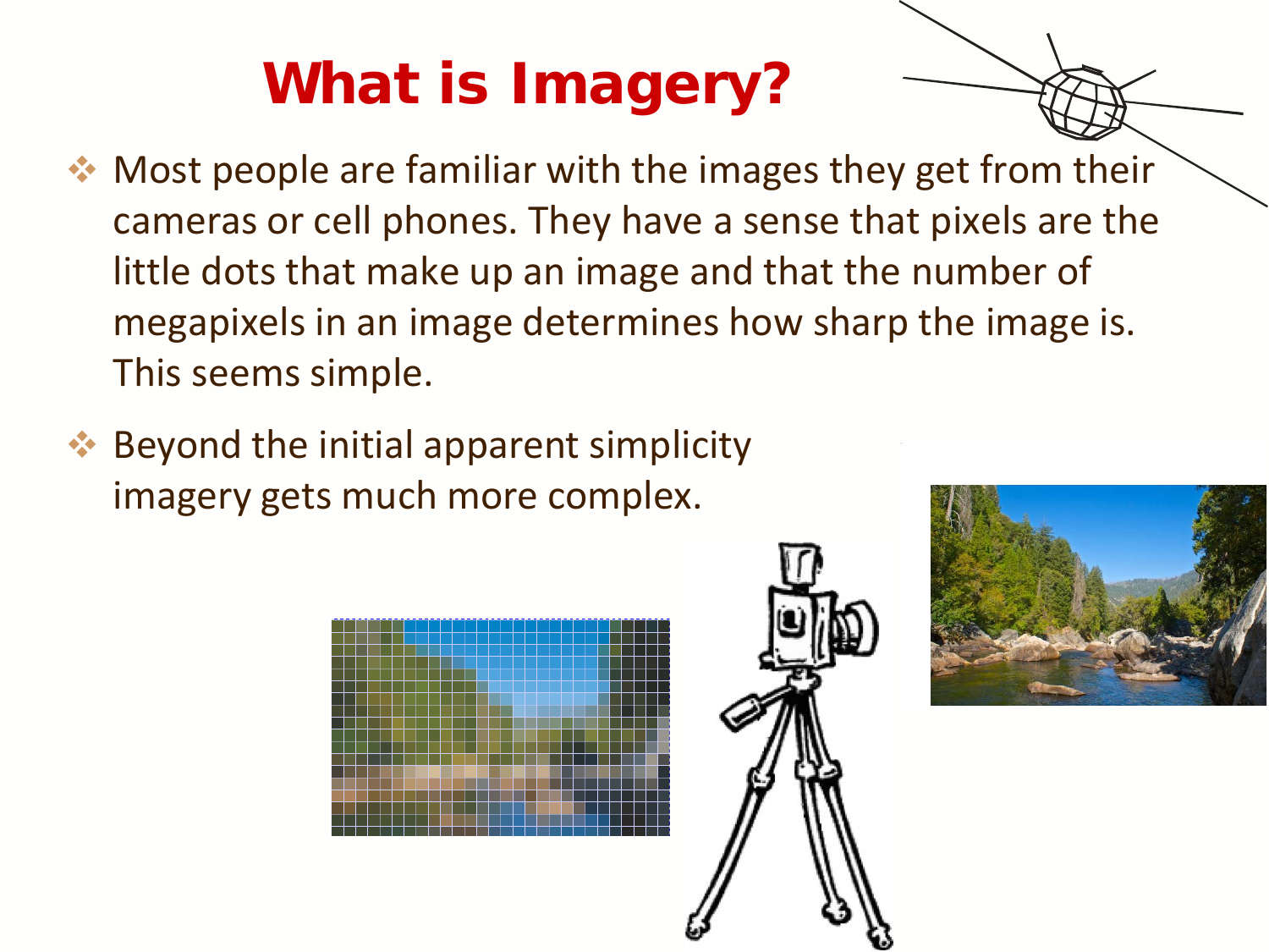# What is Imagery?

- Most people are familiar with the images they get from their cameras or cell phones. They have a sense that pixels are the little dots that make up an image and that the number of megapixels in an image determines how sharp the image is. This seems simple.
- Beyond the initial apparent simplicity imagery gets much more complex.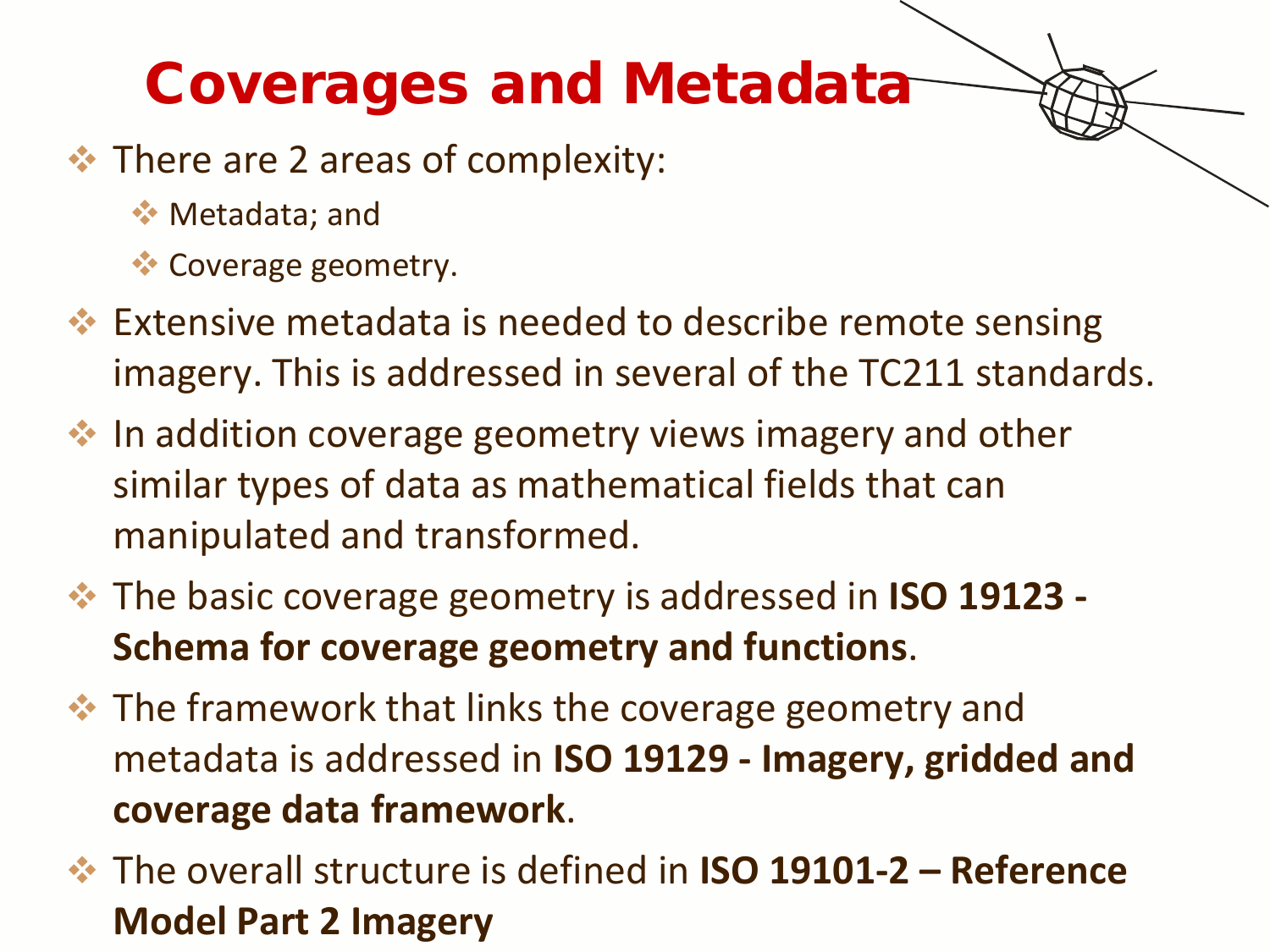# Coverages and Metadata

- There are 2 areas of complexity:
  - Metadata; and
  - Coverage geometry.
- Extensive metadata is needed to describe remote sensing imagery. This is addressed in several of the TC211 standards.
- In addition coverage geometry views imagery and other similar types of data as mathematical fields that can manipulated and transformed.
- The basic coverage geometry is addressed in **ISO 19123 - Schema for coverage geometry and functions**.
- The framework that links the coverage geometry and metadata is addressed in **ISO 19129 - Imagery, gridded and coverage data framework**.
- The overall structure is defined in **ISO 19101-2 – Reference Model Part 2 Imagery**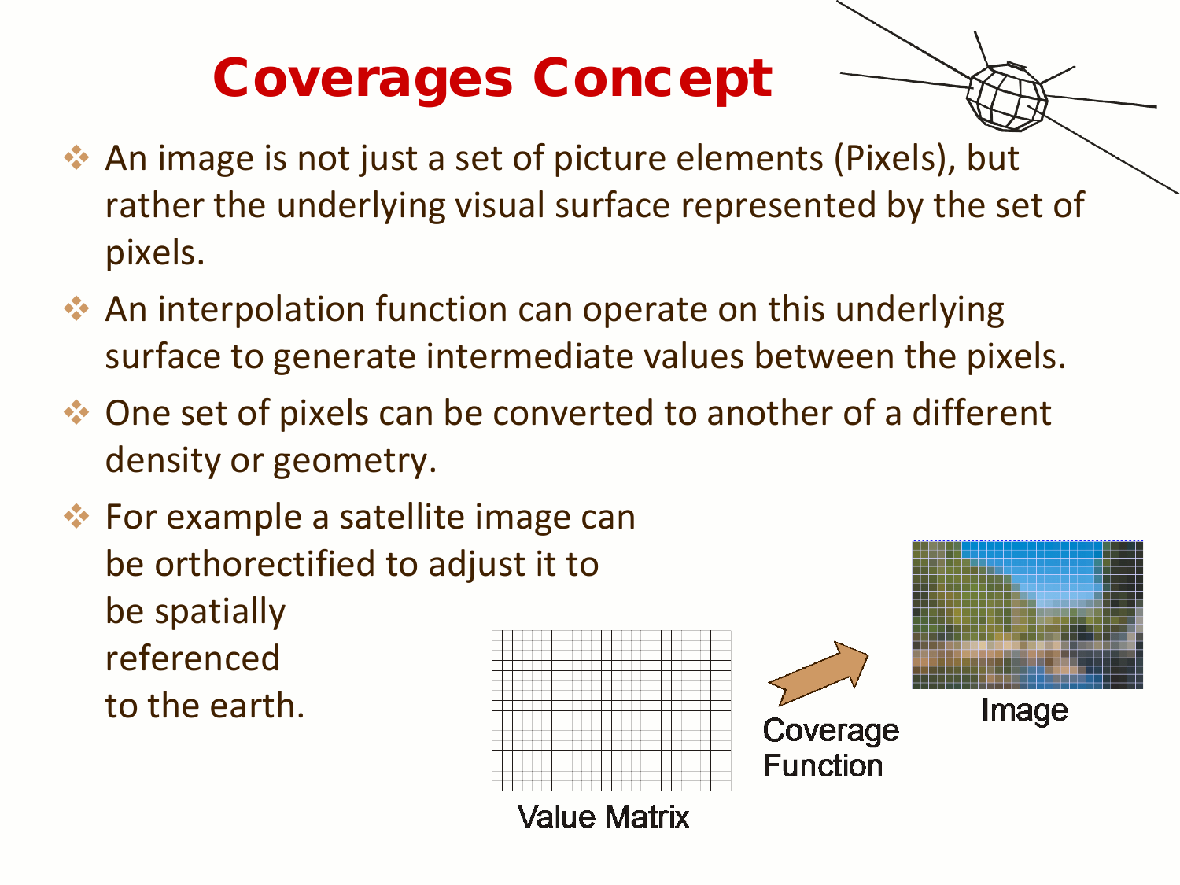# Coverages Concept

- An image is not just a set of picture elements (Pixels), but rather the underlying visual surface represented by the set of pixels.
- An interpolation function can operate on this underlying surface to generate intermediate values between the pixels.
- One set of pixels can be converted to another of a different density or geometry.
- For example a satellite image can be orthorectified to adjust it to be spatially referenced to the earth.

Value Matrix

Coverage Function

Image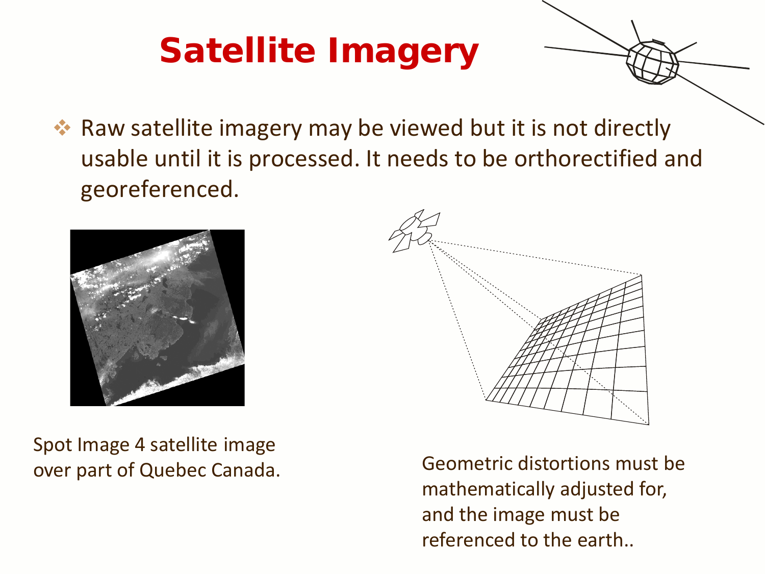# Satellite Imagery

- Raw satellite imagery may be viewed but it is not directly usable until it is processed. It needs to be orthorectified and georeferenced.

Spot Image 4 satellite image over part of Quebec Canada.

Geometric distortions must be mathematically adjusted for, and the image must be referenced to the earth..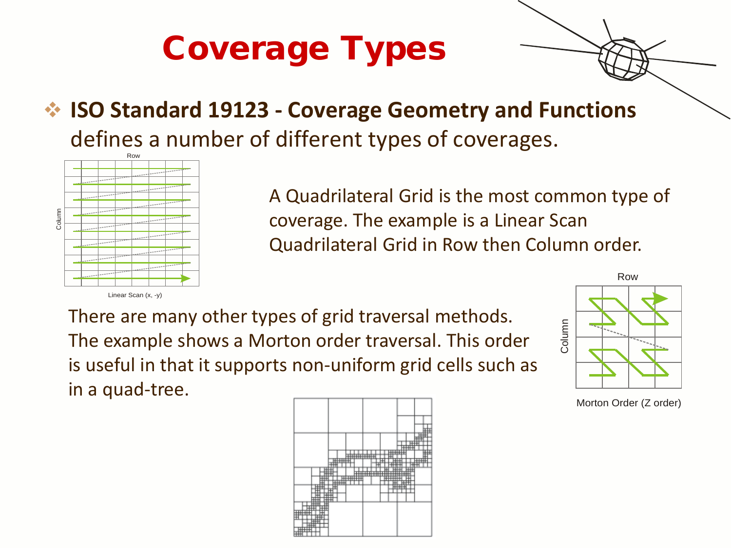# Coverage Types

- **ISO Standard 19123 - Coverage Geometry and Functions** defines a number of different types of coverages.

Row

Column

Linear Scan (x, -y)

A Quadrilateral Grid is the most common type of coverage. The example is a Linear Scan Quadrilateral Grid in Row then Column order.

There are many other types of grid traversal methods. The example shows a Morton order traversal. This order is useful in that it supports non-uniform grid cells such as in a quad-tree.

Row

Column

Morton Order (Z order)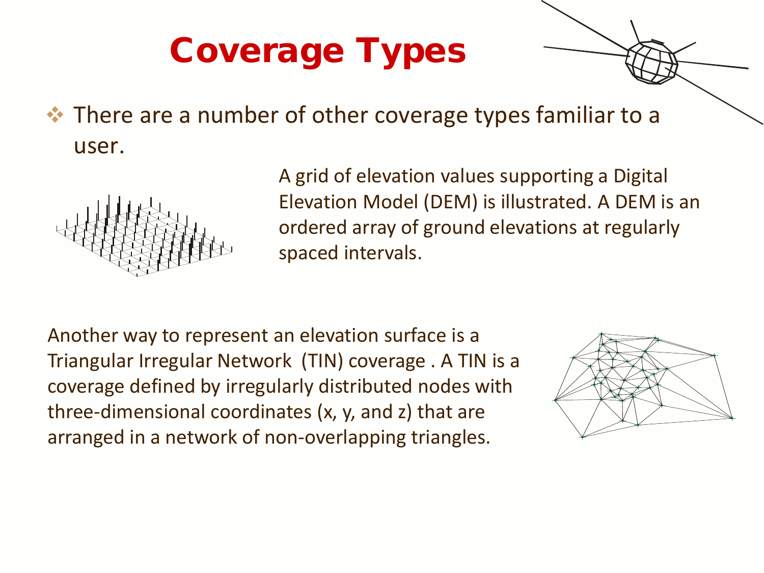# Coverage Types

- There are a number of other coverage types familiar to a user.

A grid of elevation values supporting a Digital Elevation Model (DEM) is illustrated. A DEM is an ordered array of ground elevations at regularly spaced intervals.

Another way to represent an elevation surface is a Triangular Irregular Network (TIN) coverage . A TIN is a coverage defined by irregularly distributed nodes with three-dimensional coordinates (x, y, and z) that are arranged in a network of non-overlapping triangles.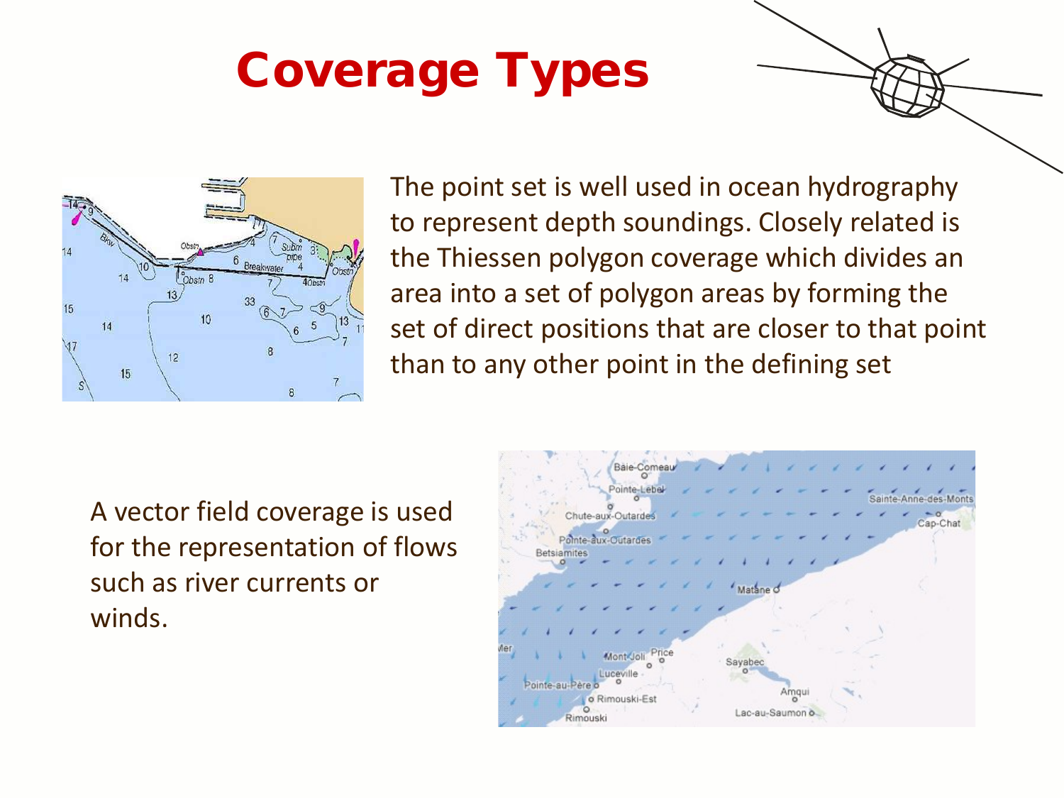# Coverage Types

The point set is well used in ocean hydrography to represent depth soundings. Closely related is the Thiessen polygon coverage which divides an area into a set of polygon areas by forming the set of direct positions that are closer to that point than to any other point in the defining set

A vector field coverage is used for the representation of flows such as river currents or winds.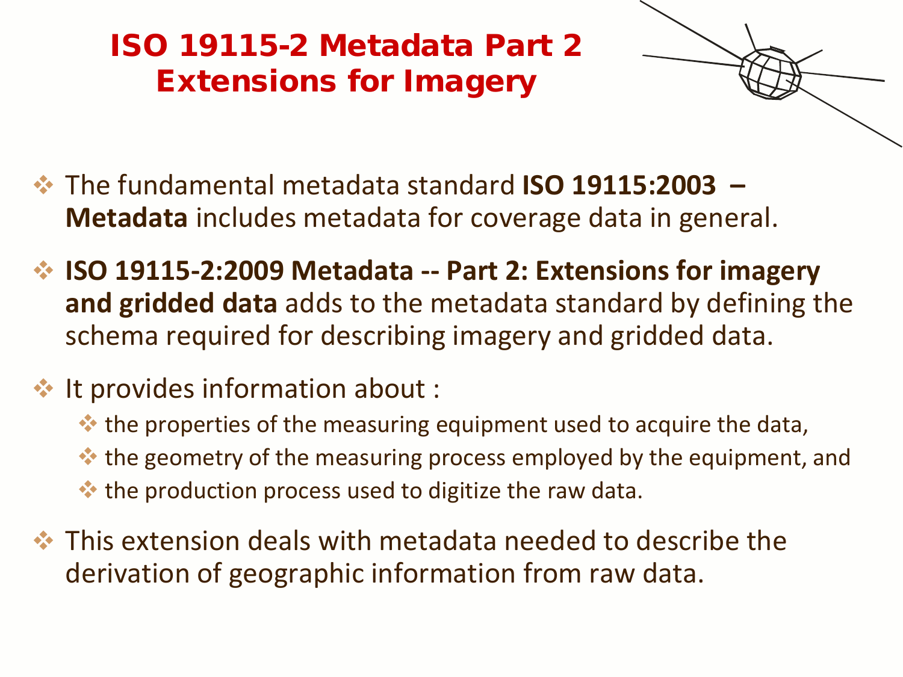# ISO 19115-2 Metadata Part 2
# Extensions for Imagery

- The fundamental metadata standard **ISO 19115:2003 – Metadata** includes metadata for coverage data in general.
- **ISO 19115-2:2009 Metadata -- Part 2: Extensions for imagery and gridded data** adds to the metadata standard by defining the schema required for describing imagery and gridded data.
- It provides information about :
  - the properties of the measuring equipment used to acquire the data,
  - the geometry of the measuring process employed by the equipment, and
  - the production process used to digitize the raw data.
- This extension deals with metadata needed to describe the derivation of geographic information from raw data.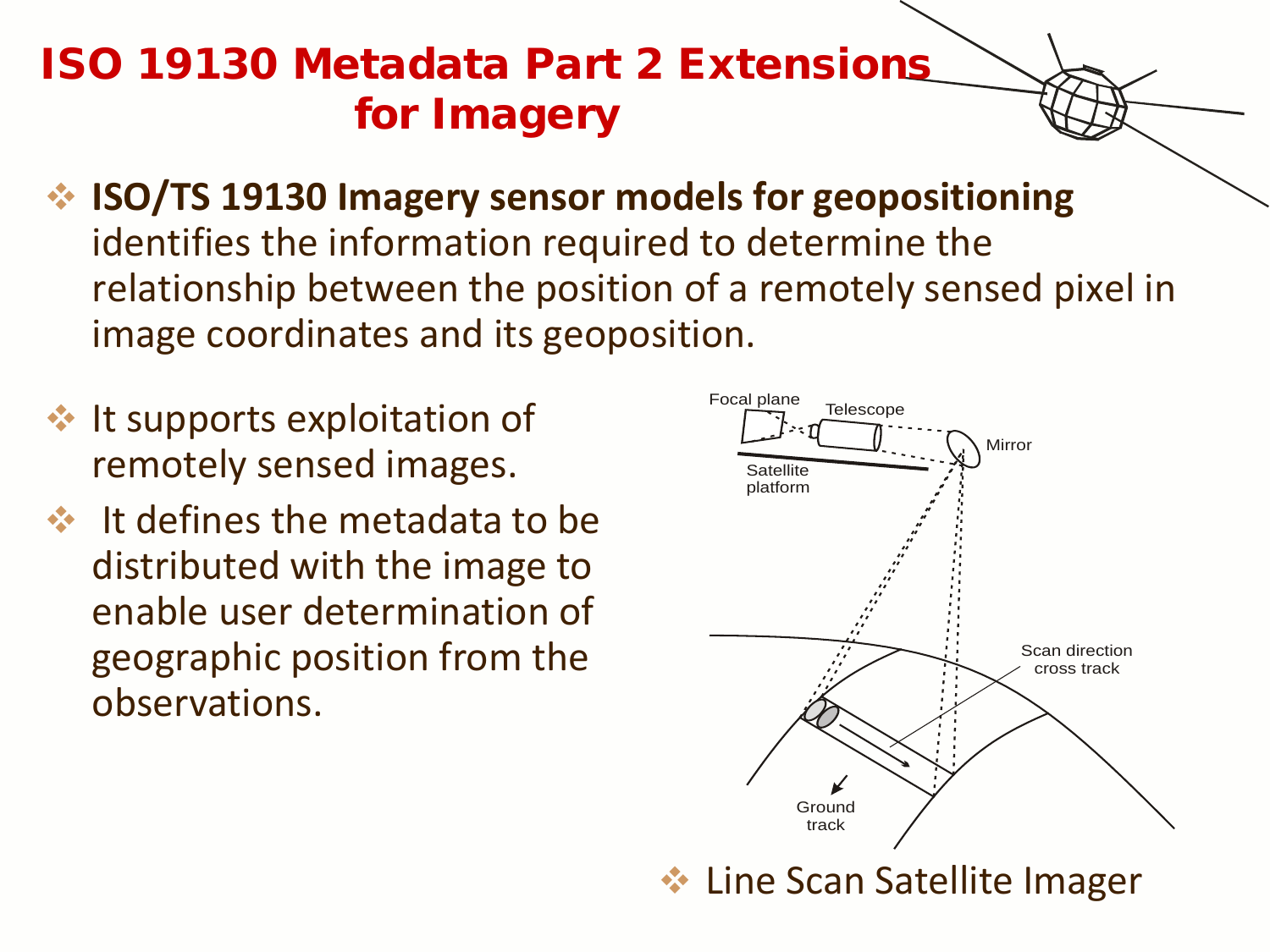# ISO 19130 Metadata Part 2 Extensions for Imagery

- **ISO/TS 19130 Imagery sensor models for geopositioning** identifies the information required to determine the relationship between the position of a remotely sensed pixel in image coordinates and its geoposition.

- It supports exploitation of remotely sensed images.
- It defines the metadata to be distributed with the image to enable user determination of geographic position from the observations.

- Line Scan Satellite Imager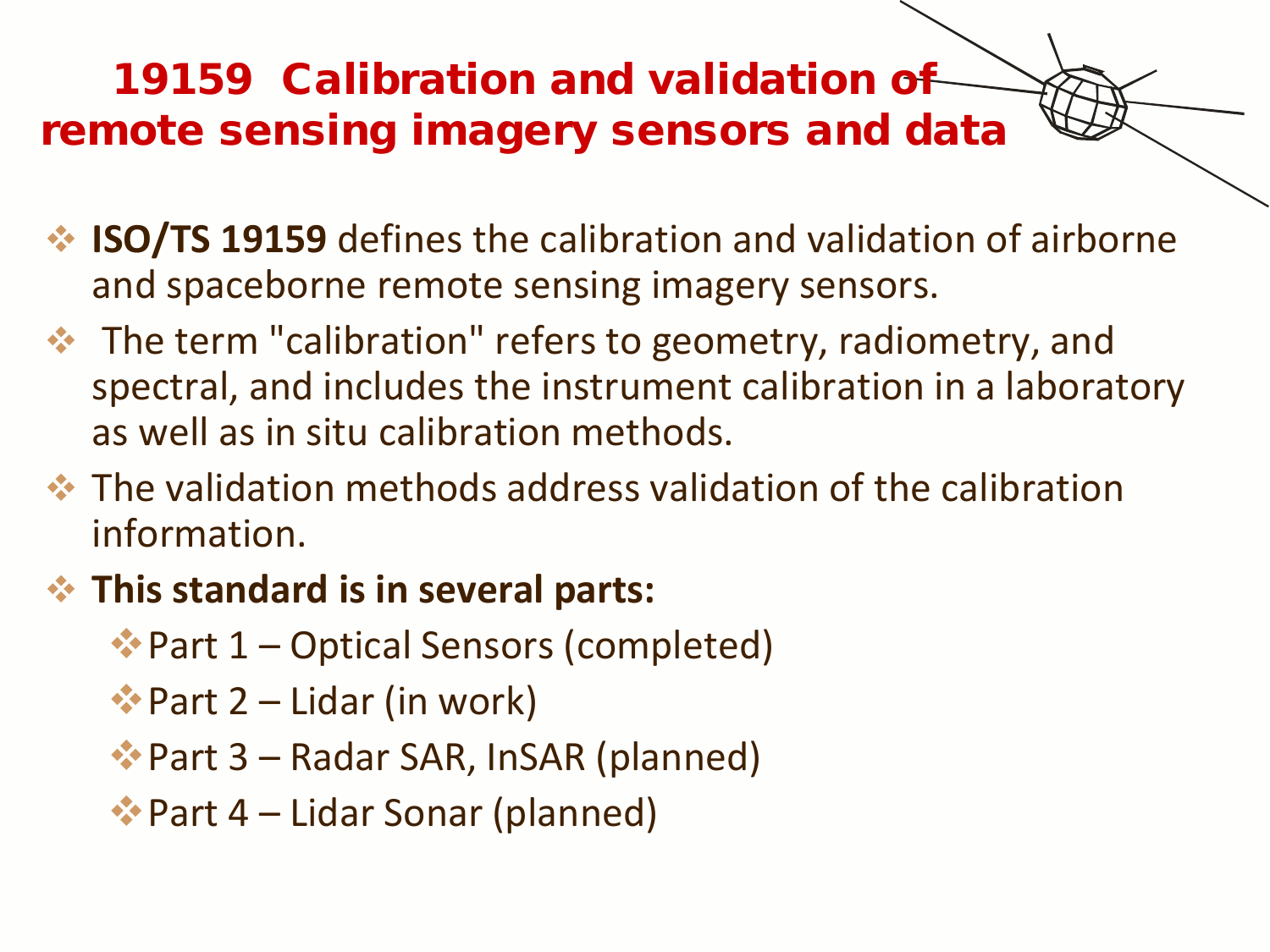# 19159 Calibration and validation of remote sensing imagery sensors and data

- **ISO/TS 19159** defines the calibration and validation of airborne and spaceborne remote sensing imagery sensors.
- The term "calibration" refers to geometry, radiometry, and spectral, and includes the instrument calibration in a laboratory as well as in situ calibration methods.
- The validation methods address validation of the calibration information.
- **This standard is in several parts:**
  - Part 1 – Optical Sensors (completed)
  - Part 2 – Lidar (in work)
  - Part 3 – Radar SAR, InSAR (planned)
  - Part 4 – Lidar Sonar (planned)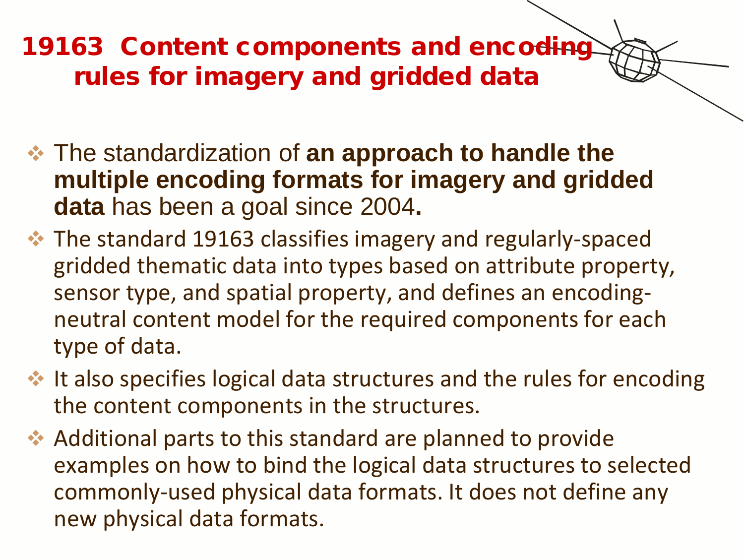# 19163 Content components and encoding rules for imagery and gridded data

- The standardization of **an approach to handle the multiple encoding formats for imagery and gridded data** has been a goal since 2004**.**
- The standard 19163 classifies imagery and regularly-spaced gridded thematic data into types based on attribute property, sensor type, and spatial property, and defines an encoding-neutral content model for the required components for each type of data.
- It also specifies logical data structures and the rules for encoding the content components in the structures.
- Additional parts to this standard are planned to provide examples on how to bind the logical data structures to selected commonly-used physical data formats. It does not define any new physical data formats.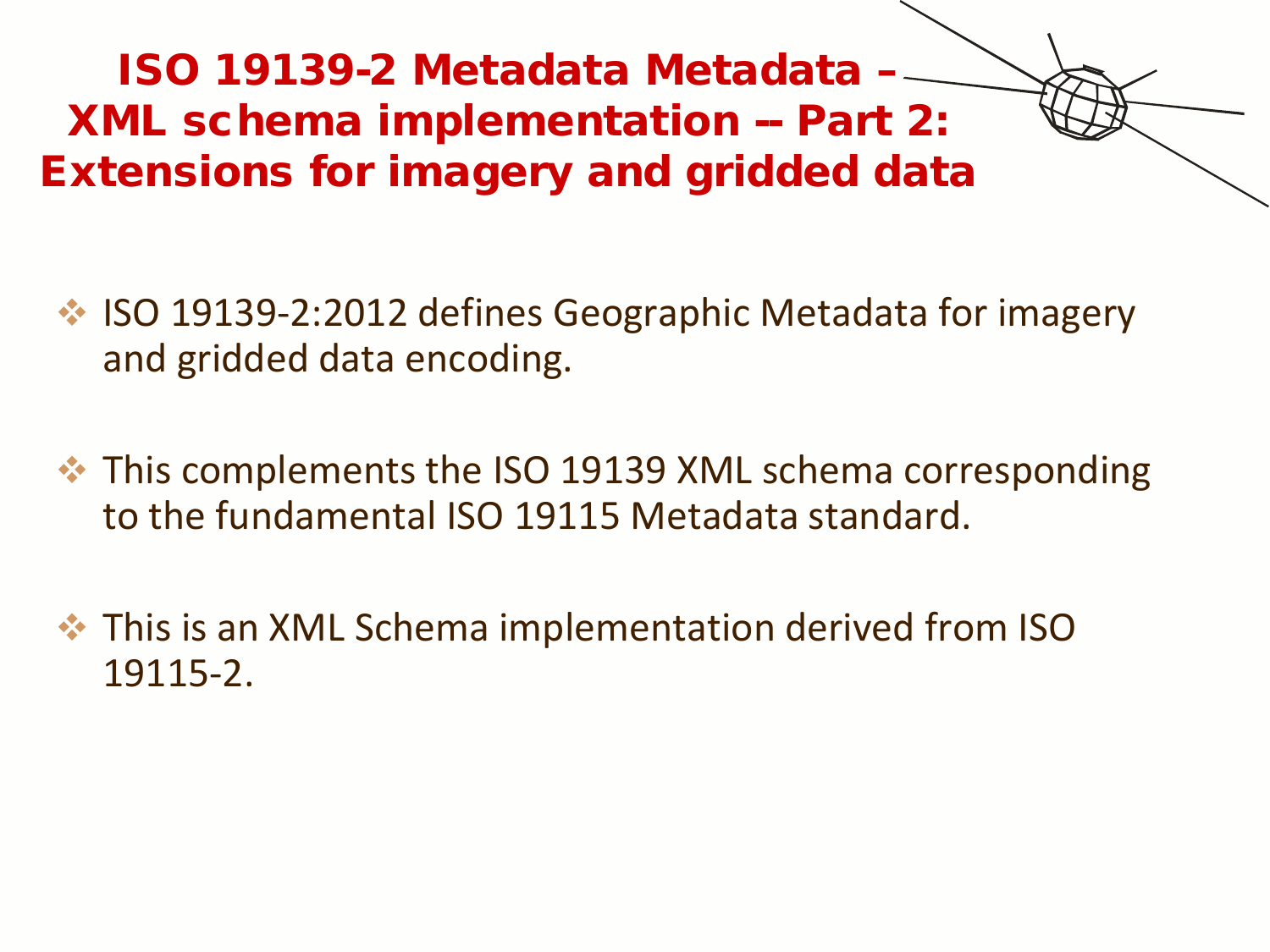# ISO 19139-2 Metadata Metadata – XML schema implementation -- Part 2: Extensions for imagery and gridded data

- ISO 19139-2:2012 defines Geographic Metadata for imagery and gridded data encoding.
- This complements the ISO 19139 XML schema corresponding to the fundamental ISO 19115 Metadata standard.
- This is an XML Schema implementation derived from ISO 19115-2.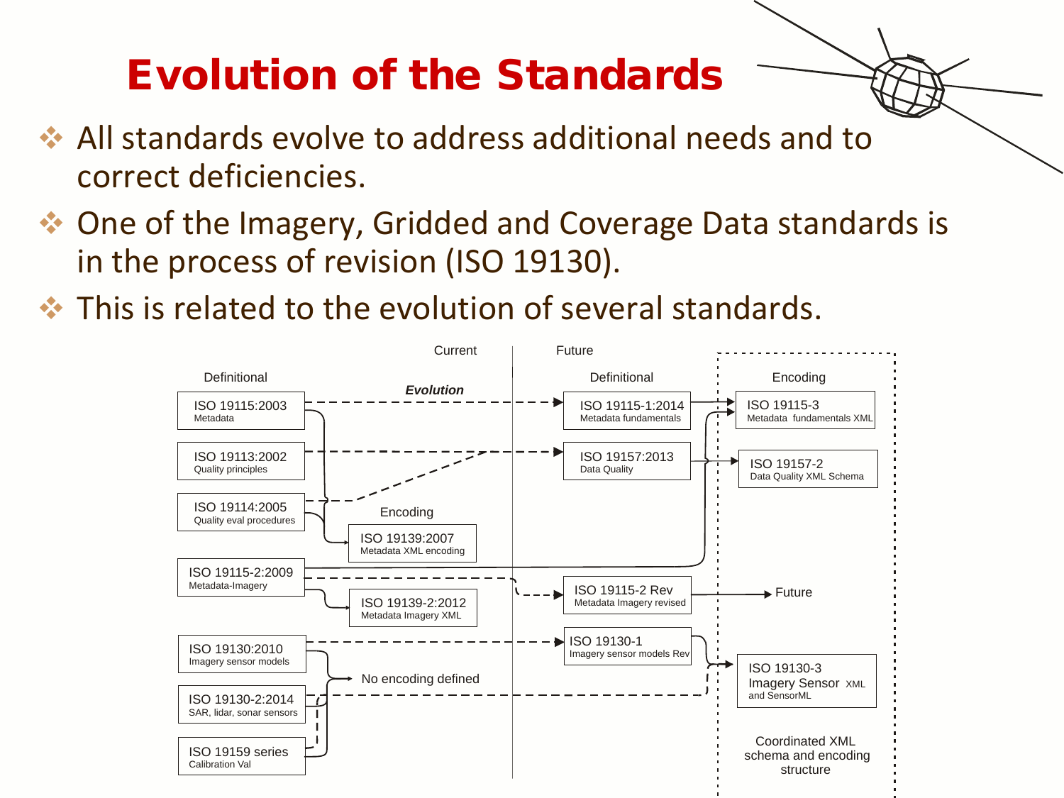# Evolution of the Standards

- All standards evolve to address additional needs and to correct deficiencies.
- One of the Imagery, Gridded and Coverage Data standards is in the process of revision (ISO 19130).
- This is related to the evolution of several standards.

Current

Future

Definitional

*Evolution*

Definitional

Encoding

ISO 19115:2003
Metadata

ISO 19113:2002
Quality principles

ISO 19114:2005
Quality eval procedures

Encoding

ISO 19139:2007
Metadata XML encoding

ISO 19115-2:2009
Metadata-Imagery

ISO 19139-2:2012
Metadata Imagery XML

ISO 19130:2010
Imagery sensor models

ISO 19130-2:2014
SAR, lidar, sonar sensors

ISO 19159 series
Calibration Val

No encoding defined

ISO 19115-1:2014
Metadata fundamentals

ISO 19157:2013
Data Quality

ISO 19115-2 Rev
Metadata Imagery revised

ISO 19130-1
Imagery sensor models Rev

ISO 19115-3
Metadata fundamentals XML

ISO 19157-2
Data Quality XML Schema

Future

ISO 19130-3
Imagery Sensor XML
and SensorML

Coordinated XML schema and encoding structure